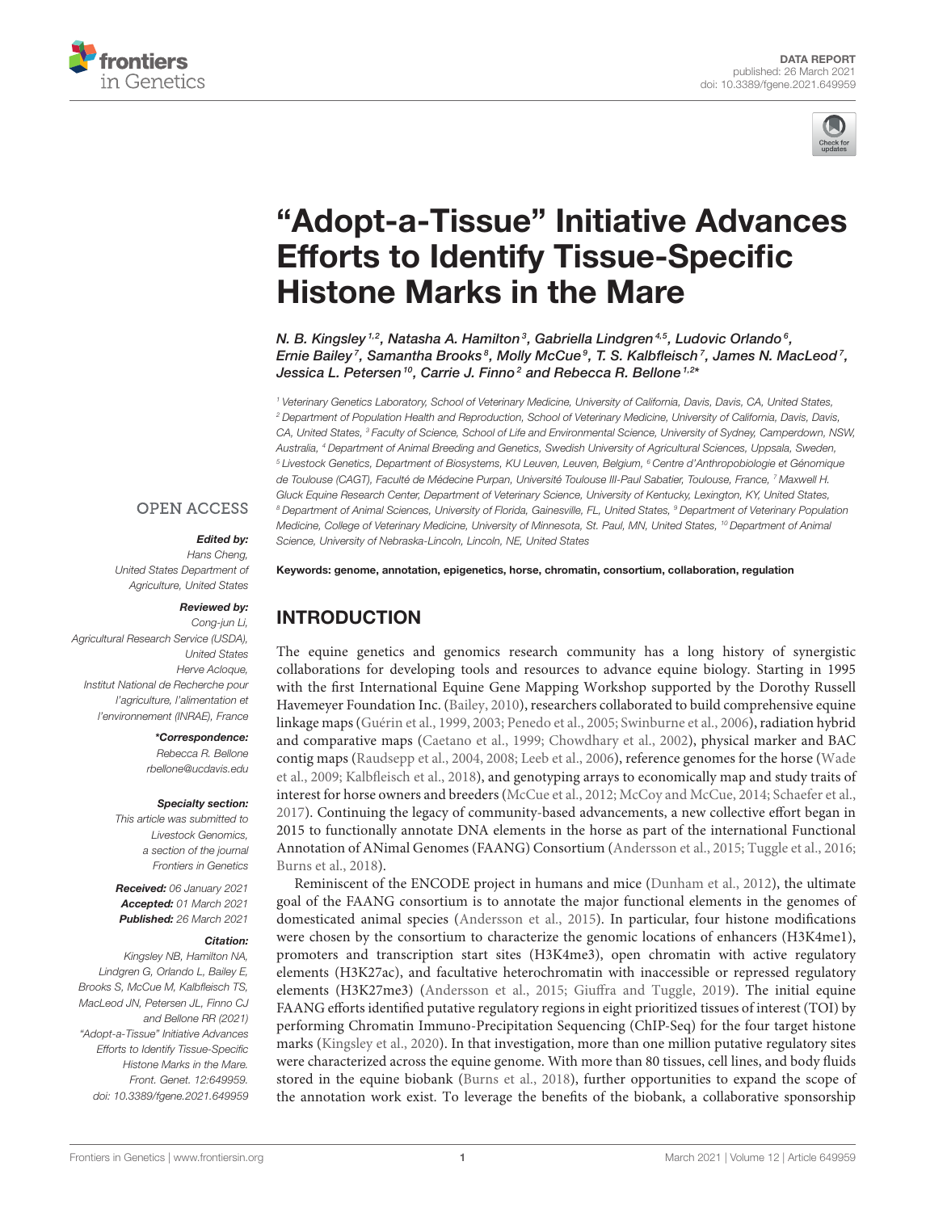DATA REPORT
published: 26 March 2021
doi: 10.3389/fgene.2021.649959

# "Adopt-a-Tissue" Initiative Advances Efforts to Identify Tissue-Specific Histone Marks in the Mare

*N. B. Kingsley[1,2], Natasha A. Hamilton[3], Gabriella Lindgren[4,5], Ludovic Orlando[6], Ernie Bailey[7], Samantha Brooks[8], Molly McCue[9], T. S. Kalbfleisch[7], James N. MacLeod[7], Jessica L. Petersen[10], Carrie J. Finno[2] and Rebecca R. Bellone[1,2]\**

[1] Veterinary Genetics Laboratory, School of Veterinary Medicine, University of California, Davis, Davis, CA, United States, [2] Department of Population Health and Reproduction, School of Veterinary Medicine, University of California, Davis, Davis, CA, United States, [3] Faculty of Science, School of Life and Environmental Science, University of Sydney, Camperdown, NSW, Australia, [4] Department of Animal Breeding and Genetics, Swedish University of Agricultural Sciences, Uppsala, Sweden, [5] Livestock Genetics, Department of Biosystems, KU Leuven, Leuven, Belgium, [6] Centre d'Anthropobiologie et Génomique de Toulouse (CAGT), Faculté de Médecine Purpan, Université Toulouse III-Paul Sabatier, Toulouse, France, [7] Maxwell H. Gluck Equine Research Center, Department of Veterinary Science, University of Kentucky, Lexington, KY, United States, [8] Department of Animal Sciences, University of Florida, Gainesville, FL, United States, [9] Department of Veterinary Population Medicine, College of Veterinary Medicine, University of Minnesota, St. Paul, MN, United States, [10] Department of Animal Science, University of Nebraska-Lincoln, Lincoln, NE, United States

**Keywords: genome, annotation, epigenetics, horse, chromatin, consortium, collaboration, regulation**

OPEN ACCESS

***Edited by:***
*Hans Cheng,*
*United States Department of Agriculture, United States*

***Reviewed by:***
*Cong-jun Li,*
*Agricultural Research Service (USDA), United States*
*Herve Acloque,*
*Institut National de Recherche pour l'agriculture, l'alimentation et l'environnement (INRAE), France*

***\*Correspondence:***
*Rebecca R. Bellone*
*rbellone@ucdavis.edu*

***Specialty section:***
*This article was submitted to Livestock Genomics, a section of the journal Frontiers in Genetics*

***Received:*** *06 January 2021*
***Accepted:*** *01 March 2021*
***Published:*** *26 March 2021*

***Citation:***
*Kingsley NB, Hamilton NA, Lindgren G, Orlando L, Bailey E, Brooks S, McCue M, Kalbfleisch TS, MacLeod JN, Petersen JL, Finno CJ and Bellone RR (2021) "Adopt-a-Tissue" Initiative Advances Efforts to Identify Tissue-Specific Histone Marks in the Mare. Front. Genet. 12:649959. doi: 10.3389/fgene.2021.649959*

## INTRODUCTION

The equine genetics and genomics research community has a long history of synergistic collaborations for developing tools and resources to advance equine biology. Starting in 1995 with the first International Equine Gene Mapping Workshop supported by the Dorothy Russell Havemeyer Foundation Inc. (Bailey, 2010), researchers collaborated to build comprehensive equine linkage maps (Guérin et al., 1999, 2003; Penedo et al., 2005; Swinburne et al., 2006), radiation hybrid and comparative maps (Caetano et al., 1999; Chowdhary et al., 2002), physical marker and BAC contig maps (Raudsepp et al., 2004, 2008; Leeb et al., 2006), reference genomes for the horse (Wade et al., 2009; Kalbfleisch et al., 2018), and genotyping arrays to economically map and study traits of interest for horse owners and breeders (McCue et al., 2012; McCoy and McCue, 2014; Schaefer et al., 2017). Continuing the legacy of community-based advancements, a new collective effort began in 2015 to functionally annotate DNA elements in the horse as part of the international Functional Annotation of ANimal Genomes (FAANG) Consortium (Andersson et al., 2015; Tuggle et al., 2016; Burns et al., 2018).

Reminiscent of the ENCODE project in humans and mice (Dunham et al., 2012), the ultimate goal of the FAANG consortium is to annotate the major functional elements in the genomes of domesticated animal species (Andersson et al., 2015). In particular, four histone modifications were chosen by the consortium to characterize the genomic locations of enhancers (H3K4me1), promoters and transcription start sites (H3K4me3), open chromatin with active regulatory elements (H3K27ac), and facultative heterochromatin with inaccessible or repressed regulatory elements (H3K27me3) (Andersson et al., 2015; Giuffra and Tuggle, 2019). The initial equine FAANG efforts identified putative regulatory regions in eight prioritized tissues of interest (TOI) by performing Chromatin Immuno-Precipitation Sequencing (ChIP-Seq) for the four target histone marks (Kingsley et al., 2020). In that investigation, more than one million putative regulatory sites were characterized across the equine genome. With more than 80 tissues, cell lines, and body fluids stored in the equine biobank (Burns et al., 2018), further opportunities to expand the scope of the annotation work exist. To leverage the benefits of the biobank, a collaborative sponsorship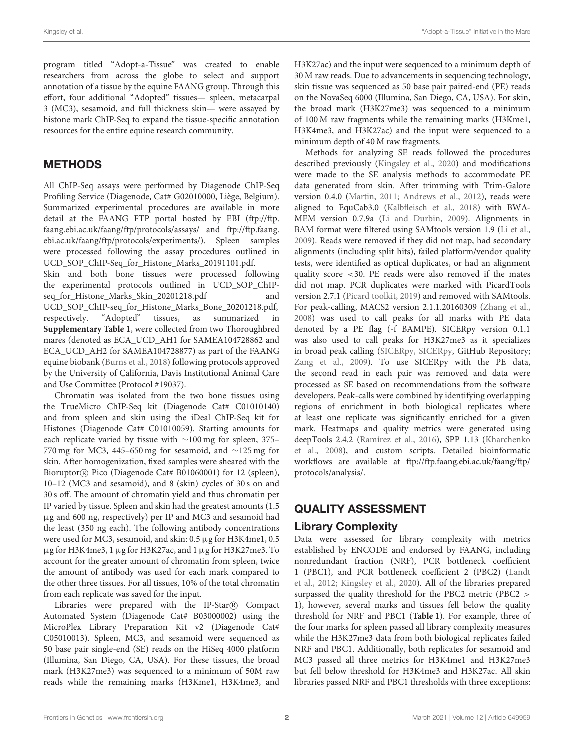program titled "Adopt-a-Tissue" was created to enable researchers from across the globe to select and support annotation of a tissue by the equine FAANG group. Through this effort, four additional "Adopted" tissues— spleen, metacarpal 3 (MC3), sesamoid, and full thickness skin— were assayed by histone mark ChIP-Seq to expand the tissue-specific annotation resources for the entire equine research community.

## METHODS

All ChIP-Seq assays were performed by Diagenode ChIP-Seq Profiling Service (Diagenode, Cat# G02010000, Liège, Belgium). Summarized experimental procedures are available in more detail at the FAANG FTP portal hosted by EBI (ftp://ftp.faang.ebi.ac.uk/faang/ftp/protocols/assays/ and ftp://ftp.faang.ebi.ac.uk/faang/ftp/protocols/experiments/). Spleen samples were processed following the assay procedures outlined in UCD_SOP_ChIP-Seq_for_Histone_Marks_20191101.pdf.

Skin and both bone tissues were processed following the experimental protocols outlined in UCD_SOP_ChIP-seq_for_Histone_Marks_Skin_20201218.pdf and UCD_SOP_ChIP-seq_for_Histone_Marks_Bone_20201218.pdf, respectively. "Adopted" tissues, as summarized in **Supplementary Table 1**, were collected from two Thoroughbred mares (denoted as ECA_UCD_AH1 for SAMEA104728862 and ECA_UCD_AH2 for SAMEA104728877) as part of the FAANG equine biobank (Burns et al., 2018) following protocols approved by the University of California, Davis Institutional Animal Care and Use Committee (Protocol #19037).

Chromatin was isolated from the two bone tissues using the TrueMicro ChIP-Seq kit (Diagenode Cat# C01010140) and from spleen and skin using the iDeal ChIP-Seq kit for Histones (Diagenode Cat# C01010059). Starting amounts for each replicate varied by tissue with ∼100 mg for spleen, 375–770 mg for MC3, 445–650 mg for sesamoid, and ∼125 mg for skin. After homogenization, fixed samples were sheared with the Bioruptor® Pico (Diagenode Cat# B01060001) for 12 (spleen), 10–12 (MC3 and sesamoid), and 8 (skin) cycles of 30 s on and 30 s off. The amount of chromatin yield and thus chromatin per IP varied by tissue. Spleen and skin had the greatest amounts (1.5 μg and 600 ng, respectively) per IP and MC3 and sesamoid had the least (350 ng each). The following antibody concentrations were used for MC3, sesamoid, and skin: 0.5 μg for H3K4me1, 0.5 μg for H3K4me3, 1 μg for H3K27ac, and 1 μg for H3K27me3. To account for the greater amount of chromatin from spleen, twice the amount of antibody was used for each mark compared to the other three tissues. For all tissues, 10% of the total chromatin from each replicate was saved for the input.

Libraries were prepared with the IP-Star® Compact Automated System (Diagenode Cat# B03000002) using the MicroPlex Library Preparation Kit v2 (Diagenode Cat# C05010013). Spleen, MC3, and sesamoid were sequenced as 50 base pair single-end (SE) reads on the HiSeq 4000 platform (Illumina, San Diego, CA, USA). For these tissues, the broad mark (H3K27me3) was sequenced to a minimum of 50M raw reads while the remaining marks (H3Kme1, H3K4me3, and H3K27ac) and the input were sequenced to a minimum depth of 30 M raw reads. Due to advancements in sequencing technology, skin tissue was sequenced as 50 base pair paired-end (PE) reads on the NovaSeq 6000 (Illumina, San Diego, CA, USA). For skin, the broad mark (H3K27me3) was sequenced to a minimum of 100 M raw fragments while the remaining marks (H3Kme1, H3K4me3, and H3K27ac) and the input were sequenced to a minimum depth of 40 M raw fragments.

Methods for analyzing SE reads followed the procedures described previously (Kingsley et al., 2020) and modifications were made to the SE analysis methods to accommodate PE data generated from skin. After trimming with Trim-Galore version 0.4.0 (Martin, 2011; Andrews et al., 2012), reads were aligned to EquCab3.0 (Kalbfleisch et al., 2018) with BWA-MEM version 0.7.9a (Li and Durbin, 2009). Alignments in BAM format were filtered using SAMtools version 1.9 (Li et al., 2009). Reads were removed if they did not map, had secondary alignments (including split hits), failed platform/vendor quality tests, were identified as optical duplicates, or had an alignment quality score <30. PE reads were also removed if the mates did not map. PCR duplicates were marked with PicardTools version 2.7.1 (Picard toolkit, 2019) and removed with SAMtools. For peak-calling, MACS2 version 2.1.1.20160309 (Zhang et al., 2008) was used to call peaks for all marks with PE data denoted by a PE flag (-f BAMPE). SICERpy version 0.1.1 was also used to call peaks for H3K27me3 as it specializes in broad peak calling (SICERpy, SICERpy, GitHub Repository; Zang et al., 2009). To use SICERpy with the PE data, the second read in each pair was removed and data were processed as SE based on recommendations from the software developers. Peak-calls were combined by identifying overlapping regions of enrichment in both biological replicates where at least one replicate was significantly enriched for a given mark. Heatmaps and quality metrics were generated using deepTools 2.4.2 (Ramírez et al., 2016), SPP 1.13 (Kharchenko et al., 2008), and custom scripts. Detailed bioinformatic workflows are available at ftp://ftp.faang.ebi.ac.uk/faang/ftp/protocols/analysis/.

## QUALITY ASSESSMENT

### Library Complexity

Data were assessed for library complexity with metrics established by ENCODE and endorsed by FAANG, including nonredundant fraction (NRF), PCR bottleneck coefficient 1 (PBC1), and PCR bottleneck coefficient 2 (PBC2) (Landt et al., 2012; Kingsley et al., 2020). All of the libraries prepared surpassed the quality threshold for the PBC2 metric (PBC2 > 1), however, several marks and tissues fell below the quality threshold for NRF and PBC1 (**Table 1**). For example, three of the four marks for spleen passed all library complexity measures while the H3K27me3 data from both biological replicates failed NRF and PBC1. Additionally, both replicates for sesamoid and MC3 passed all three metrics for H3K4me1 and H3K27me3 but fell below threshold for H3K4me3 and H3K27ac. All skin libraries passed NRF and PBC1 thresholds with three exceptions: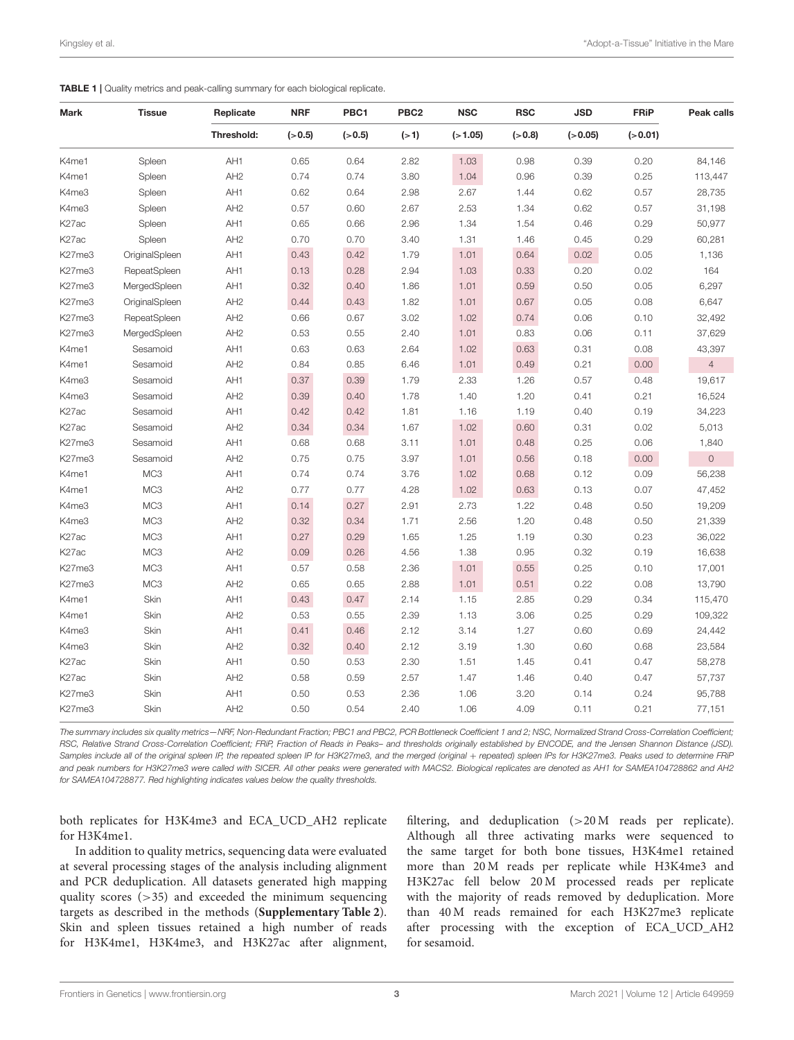**TABLE 1** | Quality metrics and peak-calling summary for each biological replicate.

| Mark | Tissue | Replicate | NRF | PBC1 | PBC2 | NSC | RSC | JSD | FRiP | Peak calls |
|---|---|---|---|---|---|---|---|---|---|---|
| | | Threshold: | (>0.5) | (>0.5) | (>1) | (>1.05) | (>0.8) | (>0.05) | (>0.01) | |
| K4me1 | Spleen | AH1 | 0.65 | 0.64 | 2.82 | 1.03 | 0.98 | 0.39 | 0.20 | 84,146 |
| K4me1 | Spleen | AH2 | 0.74 | 0.74 | 3.80 | 1.04 | 0.96 | 0.39 | 0.25 | 113,447 |
| K4me3 | Spleen | AH1 | 0.62 | 0.64 | 2.98 | 2.67 | 1.44 | 0.62 | 0.57 | 28,735 |
| K4me3 | Spleen | AH2 | 0.57 | 0.60 | 2.67 | 2.53 | 1.34 | 0.62 | 0.57 | 31,198 |
| K27ac | Spleen | AH1 | 0.65 | 0.66 | 2.96 | 1.34 | 1.54 | 0.46 | 0.29 | 50,977 |
| K27ac | Spleen | AH2 | 0.70 | 0.70 | 3.40 | 1.31 | 1.46 | 0.45 | 0.29 | 60,281 |
| K27me3 | OriginalSpleen | AH1 | 0.43 | 0.42 | 1.79 | 1.01 | 0.64 | 0.02 | 0.05 | 1,136 |
| K27me3 | RepeatSpleen | AH1 | 0.13 | 0.28 | 2.94 | 1.03 | 0.33 | 0.20 | 0.02 | 164 |
| K27me3 | MergedSpleen | AH1 | 0.32 | 0.40 | 1.86 | 1.01 | 0.59 | 0.50 | 0.05 | 6,297 |
| K27me3 | OriginalSpleen | AH2 | 0.44 | 0.43 | 1.82 | 1.01 | 0.67 | 0.05 | 0.08 | 6,647 |
| K27me3 | RepeatSpleen | AH2 | 0.66 | 0.67 | 3.02 | 1.02 | 0.74 | 0.06 | 0.10 | 32,492 |
| K27me3 | MergedSpleen | AH2 | 0.53 | 0.55 | 2.40 | 1.01 | 0.83 | 0.06 | 0.11 | 37,629 |
| K4me1 | Sesamoid | AH1 | 0.63 | 0.63 | 2.64 | 1.02 | 0.63 | 0.31 | 0.08 | 43,397 |
| K4me1 | Sesamoid | AH2 | 0.84 | 0.85 | 6.46 | 1.01 | 0.49 | 0.21 | 0.00 | 4 |
| K4me3 | Sesamoid | AH1 | 0.37 | 0.39 | 1.79 | 2.33 | 1.26 | 0.57 | 0.48 | 19,617 |
| K4me3 | Sesamoid | AH2 | 0.39 | 0.40 | 1.78 | 1.40 | 1.20 | 0.41 | 0.21 | 16,524 |
| K27ac | Sesamoid | AH1 | 0.42 | 0.42 | 1.81 | 1.16 | 1.19 | 0.40 | 0.19 | 34,223 |
| K27ac | Sesamoid | AH2 | 0.34 | 0.34 | 1.67 | 1.02 | 0.60 | 0.31 | 0.02 | 5,013 |
| K27me3 | Sesamoid | AH1 | 0.68 | 0.68 | 3.11 | 1.01 | 0.48 | 0.25 | 0.06 | 1,840 |
| K27me3 | Sesamoid | AH2 | 0.75 | 0.75 | 3.97 | 1.01 | 0.56 | 0.18 | 0.00 | 0 |
| K4me1 | MC3 | AH1 | 0.74 | 0.74 | 3.76 | 1.02 | 0.68 | 0.12 | 0.09 | 56,238 |
| K4me1 | MC3 | AH2 | 0.77 | 0.77 | 4.28 | 1.02 | 0.63 | 0.13 | 0.07 | 47,452 |
| K4me3 | MC3 | AH1 | 0.14 | 0.27 | 2.91 | 2.73 | 1.22 | 0.48 | 0.50 | 19,209 |
| K4me3 | MC3 | AH2 | 0.32 | 0.34 | 1.71 | 2.56 | 1.20 | 0.48 | 0.50 | 21,339 |
| K27ac | MC3 | AH1 | 0.27 | 0.29 | 1.65 | 1.25 | 1.19 | 0.30 | 0.23 | 36,022 |
| K27ac | MC3 | AH2 | 0.09 | 0.26 | 4.56 | 1.38 | 0.95 | 0.32 | 0.19 | 16,638 |
| K27me3 | MC3 | AH1 | 0.57 | 0.58 | 2.36 | 1.01 | 0.55 | 0.25 | 0.10 | 17,001 |
| K27me3 | MC3 | AH2 | 0.65 | 0.65 | 2.88 | 1.01 | 0.51 | 0.22 | 0.08 | 13,790 |
| K4me1 | Skin | AH1 | 0.43 | 0.47 | 2.14 | 1.15 | 2.85 | 0.29 | 0.34 | 115,470 |
| K4me1 | Skin | AH2 | 0.53 | 0.55 | 2.39 | 1.13 | 3.06 | 0.25 | 0.29 | 109,322 |
| K4me3 | Skin | AH1 | 0.41 | 0.46 | 2.12 | 3.14 | 1.27 | 0.60 | 0.69 | 24,442 |
| K4me3 | Skin | AH2 | 0.32 | 0.40 | 2.12 | 3.19 | 1.30 | 0.60 | 0.68 | 23,584 |
| K27ac | Skin | AH1 | 0.50 | 0.53 | 2.30 | 1.51 | 1.45 | 0.41 | 0.47 | 58,278 |
| K27ac | Skin | AH2 | 0.58 | 0.59 | 2.57 | 1.47 | 1.46 | 0.40 | 0.47 | 57,737 |
| K27me3 | Skin | AH1 | 0.50 | 0.53 | 2.36 | 1.06 | 3.20 | 0.14 | 0.24 | 95,788 |
| K27me3 | Skin | AH2 | 0.50 | 0.54 | 2.40 | 1.06 | 4.09 | 0.11 | 0.21 | 77,151 |

*The summary includes six quality metrics—NRF, Non-Redundant Fraction; PBC1 and PBC2, PCR Bottleneck Coefficient 1 and 2; NSC, Normalized Strand Cross-Correlation Coefficient; RSC, Relative Strand Cross-Correlation Coefficient; FRiP, Fraction of Reads in Peaks– and thresholds originally established by ENCODE, and the Jensen Shannon Distance (JSD). Samples include all of the original spleen IP, the repeated spleen IP for H3K27me3, and the merged (original + repeated) spleen IPs for H3K27me3. Peaks used to determine FRiP and peak numbers for H3K27me3 were called with SICER. All other peaks were generated with MACS2. Biological replicates are denoted as AH1 for SAMEA104728862 and AH2 for SAMEA104728877. Red highlighting indicates values below the quality thresholds.*

both replicates for H3K4me3 and ECA_UCD_AH2 replicate for H3K4me1.

In addition to quality metrics, sequencing data were evaluated at several processing stages of the analysis including alignment and PCR deduplication. All datasets generated high mapping quality scores (>35) and exceeded the minimum sequencing targets as described in the methods (**Supplementary Table 2**). Skin and spleen tissues retained a high number of reads for H3K4me1, H3K4me3, and H3K27ac after alignment, filtering, and deduplication (>20 M reads per replicate). Although all three activating marks were sequenced to the same target for both bone tissues, H3K4me1 retained more than 20 M reads per replicate while H3K4me3 and H3K27ac fell below 20 M processed reads per replicate with the majority of reads removed by deduplication. More than 40 M reads remained for each H3K27me3 replicate after processing with the exception of ECA_UCD_AH2 for sesamoid.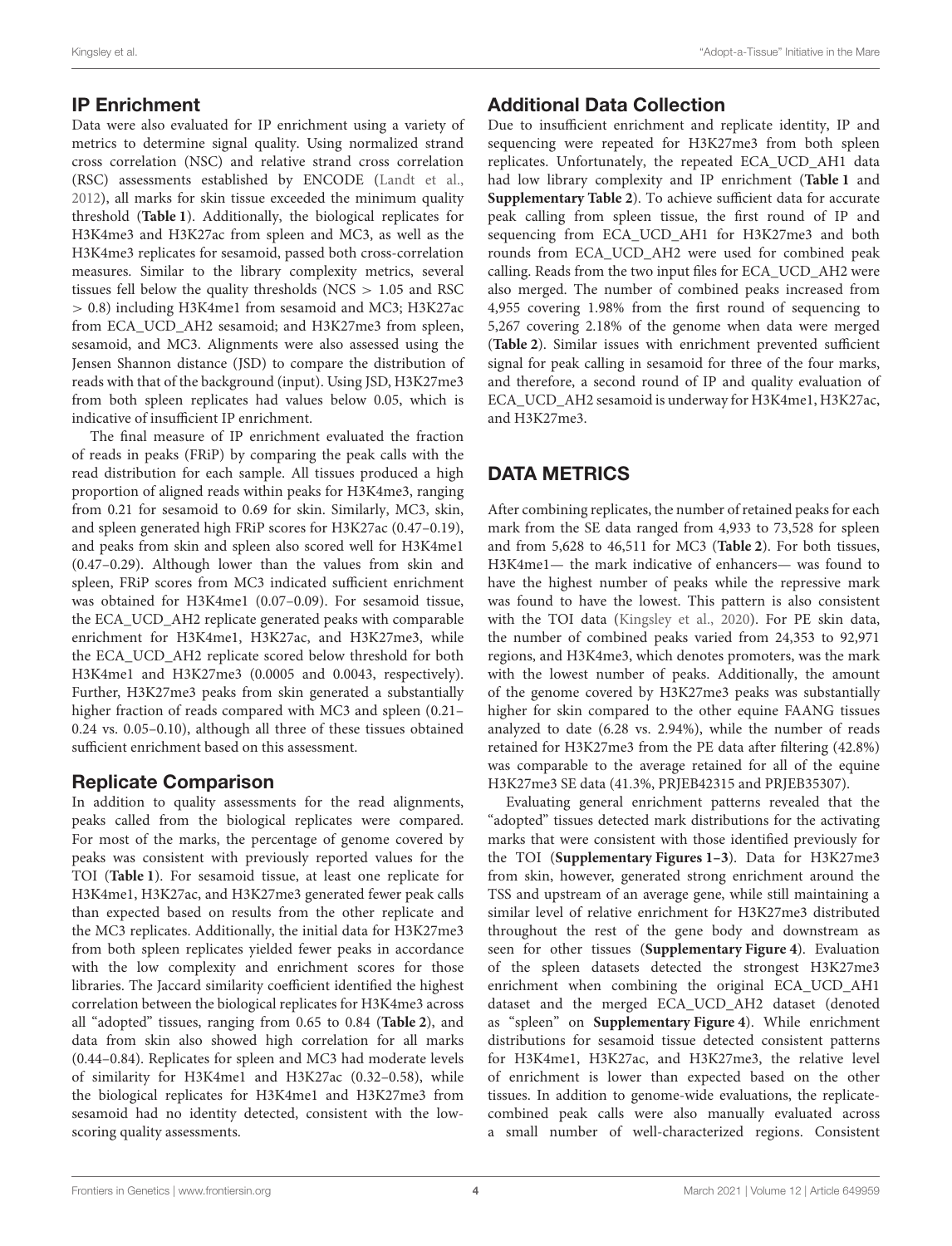## IP Enrichment

Data were also evaluated for IP enrichment using a variety of metrics to determine signal quality. Using normalized strand cross correlation (NSC) and relative strand cross correlation (RSC) assessments established by ENCODE (Landt et al., 2012), all marks for skin tissue exceeded the minimum quality threshold (**Table 1**). Additionally, the biological replicates for H3K4me3 and H3K27ac from spleen and MC3, as well as the H3K4me3 replicates for sesamoid, passed both cross-correlation measures. Similar to the library complexity metrics, several tissues fell below the quality thresholds (NCS > 1.05 and RSC > 0.8) including H3K4me1 from sesamoid and MC3; H3K27ac from ECA_UCD_AH2 sesamoid; and H3K27me3 from spleen, sesamoid, and MC3. Alignments were also assessed using the Jensen Shannon distance (JSD) to compare the distribution of reads with that of the background (input). Using JSD, H3K27me3 from both spleen replicates had values below 0.05, which is indicative of insufficient IP enrichment.

The final measure of IP enrichment evaluated the fraction of reads in peaks (FRiP) by comparing the peak calls with the read distribution for each sample. All tissues produced a high proportion of aligned reads within peaks for H3K4me3, ranging from 0.21 for sesamoid to 0.69 for skin. Similarly, MC3, skin, and spleen generated high FRiP scores for H3K27ac (0.47–0.19), and peaks from skin and spleen also scored well for H3K4me1 (0.47–0.29). Although lower than the values from skin and spleen, FRiP scores from MC3 indicated sufficient enrichment was obtained for H3K4me1 (0.07–0.09). For sesamoid tissue, the ECA_UCD_AH2 replicate generated peaks with comparable enrichment for H3K4me1, H3K27ac, and H3K27me3, while the ECA_UCD_AH2 replicate scored below threshold for both H3K4me1 and H3K27me3 (0.0005 and 0.0043, respectively). Further, H3K27me3 peaks from skin generated a substantially higher fraction of reads compared with MC3 and spleen (0.21–0.24 vs. 0.05–0.10), although all three of these tissues obtained sufficient enrichment based on this assessment.

## Replicate Comparison

In addition to quality assessments for the read alignments, peaks called from the biological replicates were compared. For most of the marks, the percentage of genome covered by peaks was consistent with previously reported values for the TOI (**Table 1**). For sesamoid tissue, at least one replicate for H3K4me1, H3K27ac, and H3K27me3 generated fewer peak calls than expected based on results from the other replicate and the MC3 replicates. Additionally, the initial data for H3K27me3 from both spleen replicates yielded fewer peaks in accordance with the low complexity and enrichment scores for those libraries. The Jaccard similarity coefficient identified the highest correlation between the biological replicates for H3K4me3 across all "adopted" tissues, ranging from 0.65 to 0.84 (**Table 2**), and data from skin also showed high correlation for all marks (0.44–0.84). Replicates for spleen and MC3 had moderate levels of similarity for H3K4me1 and H3K27ac (0.32–0.58), while the biological replicates for H3K4me1 and H3K27me3 from sesamoid had no identity detected, consistent with the low-scoring quality assessments.

## Additional Data Collection

Due to insufficient enrichment and replicate identity, IP and sequencing were repeated for H3K27me3 from both spleen replicates. Unfortunately, the repeated ECA_UCD_AH1 data had low library complexity and IP enrichment (**Table 1** and **Supplementary Table 2**). To achieve sufficient data for accurate peak calling from spleen tissue, the first round of IP and sequencing from ECA_UCD_AH1 for H3K27me3 and both rounds from ECA_UCD_AH2 were used for combined peak calling. Reads from the two input files for ECA_UCD_AH2 were also merged. The number of combined peaks increased from 4,955 covering 1.98% from the first round of sequencing to 5,267 covering 2.18% of the genome when data were merged (**Table 2**). Similar issues with enrichment prevented sufficient signal for peak calling in sesamoid for three of the four marks, and therefore, a second round of IP and quality evaluation of ECA_UCD_AH2 sesamoid is underway for H3K4me1, H3K27ac, and H3K27me3.

# DATA METRICS

After combining replicates, the number of retained peaks for each mark from the SE data ranged from 4,933 to 73,528 for spleen and from 5,628 to 46,511 for MC3 (**Table 2**). For both tissues, H3K4me1— the mark indicative of enhancers— was found to have the highest number of peaks while the repressive mark was found to have the lowest. This pattern is also consistent with the TOI data (Kingsley et al., 2020). For PE skin data, the number of combined peaks varied from 24,353 to 92,971 regions, and H3K4me3, which denotes promoters, was the mark with the lowest number of peaks. Additionally, the amount of the genome covered by H3K27me3 peaks was substantially higher for skin compared to the other equine FAANG tissues analyzed to date (6.28 vs. 2.94%), while the number of reads retained for H3K27me3 from the PE data after filtering (42.8%) was comparable to the average retained for all of the equine H3K27me3 SE data (41.3%, PRJEB42315 and PRJEB35307).

Evaluating general enrichment patterns revealed that the "adopted" tissues detected mark distributions for the activating marks that were consistent with those identified previously for the TOI (**Supplementary Figures 1–3**). Data for H3K27me3 from skin, however, generated strong enrichment around the TSS and upstream of an average gene, while still maintaining a similar level of relative enrichment for H3K27me3 distributed throughout the rest of the gene body and downstream as seen for other tissues (**Supplementary Figure 4**). Evaluation of the spleen datasets detected the strongest H3K27me3 enrichment when combining the original ECA_UCD_AH1 dataset and the merged ECA_UCD_AH2 dataset (denoted as "spleen" on **Supplementary Figure 4**). While enrichment distributions for sesamoid tissue detected consistent patterns for H3K4me1, H3K27ac, and H3K27me3, the relative level of enrichment is lower than expected based on the other tissues. In addition to genome-wide evaluations, the replicate-combined peak calls were also manually evaluated across a small number of well-characterized regions. Consistent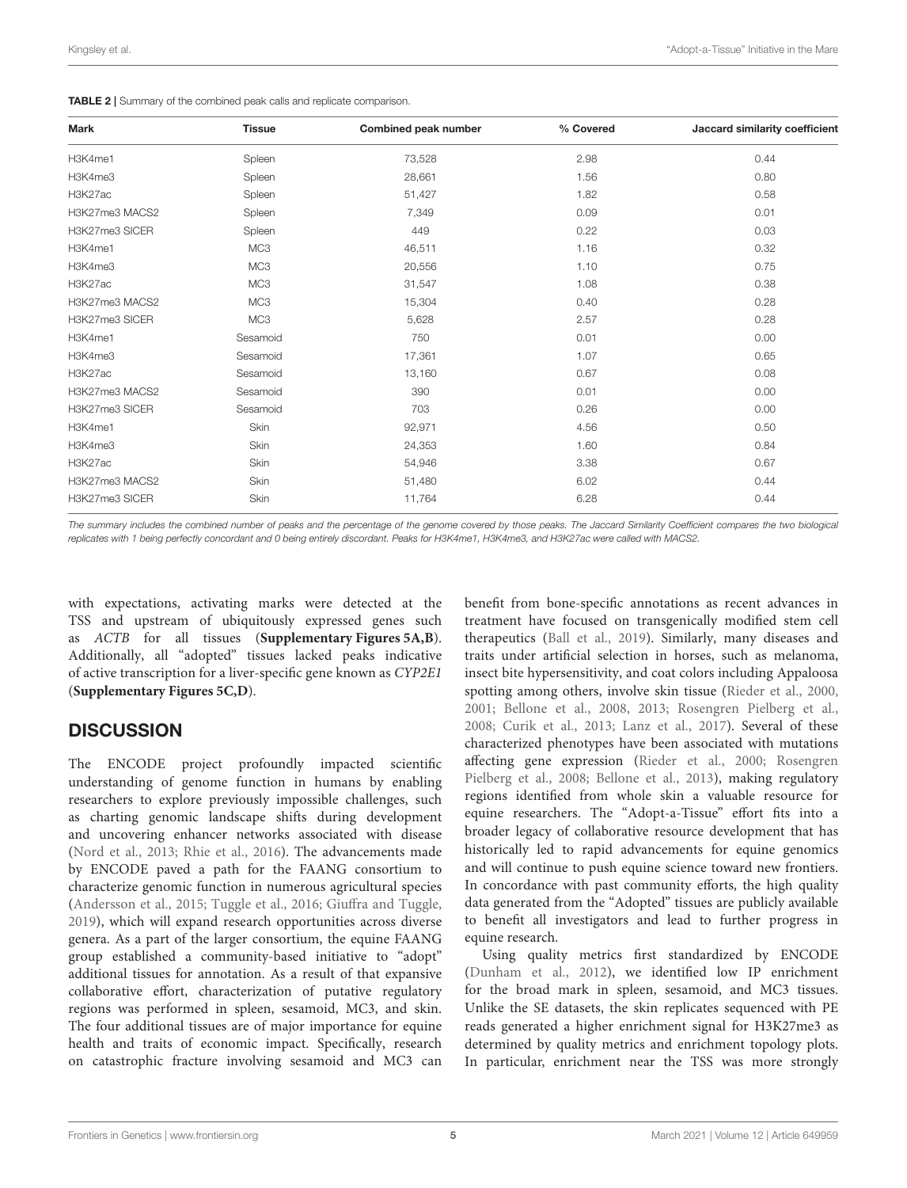**TABLE 2 |** Summary of the combined peak calls and replicate comparison.

| Mark | Tissue | Combined peak number | % Covered | Jaccard similarity coefficient |
|---|---|---|---|---|
| H3K4me1 | Spleen | 73,528 | 2.98 | 0.44 |
| H3K4me3 | Spleen | 28,661 | 1.56 | 0.80 |
| H3K27ac | Spleen | 51,427 | 1.82 | 0.58 |
| H3K27me3 MACS2 | Spleen | 7,349 | 0.09 | 0.01 |
| H3K27me3 SICER | Spleen | 449 | 0.22 | 0.03 |
| H3K4me1 | MC3 | 46,511 | 1.16 | 0.32 |
| H3K4me3 | MC3 | 20,556 | 1.10 | 0.75 |
| H3K27ac | MC3 | 31,547 | 1.08 | 0.38 |
| H3K27me3 MACS2 | MC3 | 15,304 | 0.40 | 0.28 |
| H3K27me3 SICER | MC3 | 5,628 | 2.57 | 0.28 |
| H3K4me1 | Sesamoid | 750 | 0.01 | 0.00 |
| H3K4me3 | Sesamoid | 17,361 | 1.07 | 0.65 |
| H3K27ac | Sesamoid | 13,160 | 0.67 | 0.08 |
| H3K27me3 MACS2 | Sesamoid | 390 | 0.01 | 0.00 |
| H3K27me3 SICER | Sesamoid | 703 | 0.26 | 0.00 |
| H3K4me1 | Skin | 92,971 | 4.56 | 0.50 |
| H3K4me3 | Skin | 24,353 | 1.60 | 0.84 |
| H3K27ac | Skin | 54,946 | 3.38 | 0.67 |
| H3K27me3 MACS2 | Skin | 51,480 | 6.02 | 0.44 |
| H3K27me3 SICER | Skin | 11,764 | 6.28 | 0.44 |

*The summary includes the combined number of peaks and the percentage of the genome covered by those peaks. The Jaccard Similarity Coefficient compares the two biological replicates with 1 being perfectly concordant and 0 being entirely discordant. Peaks for H3K4me1, H3K4me3, and H3K27ac were called with MACS2.*

with expectations, activating marks were detected at the TSS and upstream of ubiquitously expressed genes such as *ACTB* for all tissues (**Supplementary Figures 5A,B**). Additionally, all "adopted" tissues lacked peaks indicative of active transcription for a liver-specific gene known as *CYP2E1* (**Supplementary Figures 5C,D**).

## DISCUSSION

The ENCODE project profoundly impacted scientific understanding of genome function in humans by enabling researchers to explore previously impossible challenges, such as charting genomic landscape shifts during development and uncovering enhancer networks associated with disease (Nord et al., 2013; Rhie et al., 2016). The advancements made by ENCODE paved a path for the FAANG consortium to characterize genomic function in numerous agricultural species (Andersson et al., 2015; Tuggle et al., 2016; Giuffra and Tuggle, 2019), which will expand research opportunities across diverse genera. As a part of the larger consortium, the equine FAANG group established a community-based initiative to "adopt" additional tissues for annotation. As a result of that expansive collaborative effort, characterization of putative regulatory regions was performed in spleen, sesamoid, MC3, and skin. The four additional tissues are of major importance for equine health and traits of economic impact. Specifically, research on catastrophic fracture involving sesamoid and MC3 can benefit from bone-specific annotations as recent advances in treatment have focused on transgenically modified stem cell therapeutics (Ball et al., 2019). Similarly, many diseases and traits under artificial selection in horses, such as melanoma, insect bite hypersensitivity, and coat colors including Appaloosa spotting among others, involve skin tissue (Rieder et al., 2000, 2001; Bellone et al., 2008, 2013; Rosengren Pielberg et al., 2008; Curik et al., 2013; Lanz et al., 2017). Several of these characterized phenotypes have been associated with mutations affecting gene expression (Rieder et al., 2000; Rosengren Pielberg et al., 2008; Bellone et al., 2013), making regulatory regions identified from whole skin a valuable resource for equine researchers. The "Adopt-a-Tissue" effort fits into a broader legacy of collaborative resource development that has historically led to rapid advancements for equine genomics and will continue to push equine science toward new frontiers. In concordance with past community efforts, the high quality data generated from the "Adopted" tissues are publicly available to benefit all investigators and lead to further progress in equine research.

Using quality metrics first standardized by ENCODE (Dunham et al., 2012), we identified low IP enrichment for the broad mark in spleen, sesamoid, and MC3 tissues. Unlike the SE datasets, the skin replicates sequenced with PE reads generated a higher enrichment signal for H3K27me3 as determined by quality metrics and enrichment topology plots. In particular, enrichment near the TSS was more strongly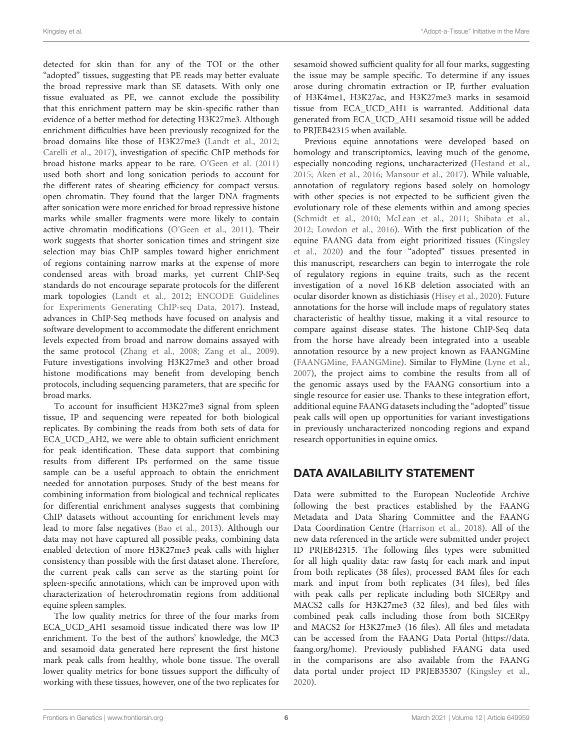detected for skin than for any of the TOI or the other "adopted" tissues, suggesting that PE reads may better evaluate the broad repressive mark than SE datasets. With only one tissue evaluated as PE, we cannot exclude the possibility that this enrichment pattern may be skin-specific rather than evidence of a better method for detecting H3K27me3. Although enrichment difficulties have been previously recognized for the broad domains like those of H3K27me3 (Landt et al., 2012; Carelli et al., 2017), investigation of specific ChIP methods for broad histone marks appear to be rare. O'Geen et al. (2011) used both short and long sonication periods to account for the different rates of shearing efficiency for compact versus. open chromatin. They found that the larger DNA fragments after sonication were more enriched for broad repressive histone marks while smaller fragments were more likely to contain active chromatin modifications (O'Geen et al., 2011). Their work suggests that shorter sonication times and stringent size selection may bias ChIP samples toward higher enrichment of regions containing narrow marks at the expense of more condensed areas with broad marks, yet current ChIP-Seq standards do not encourage separate protocols for the different mark topologies (Landt et al., 2012; ENCODE Guidelines for Experiments Generating ChIP-seq Data, 2017). Instead, advances in ChIP-Seq methods have focused on analysis and software development to accommodate the different enrichment levels expected from broad and narrow domains assayed with the same protocol (Zhang et al., 2008; Zang et al., 2009). Future investigations involving H3K27me3 and other broad histone modifications may benefit from developing bench protocols, including sequencing parameters, that are specific for broad marks.

To account for insufficient H3K27me3 signal from spleen tissue, IP and sequencing were repeated for both biological replicates. By combining the reads from both sets of data for ECA_UCD_AH2, we were able to obtain sufficient enrichment for peak identification. These data support that combining results from different IPs performed on the same tissue sample can be a useful approach to obtain the enrichment needed for annotation purposes. Study of the best means for combining information from biological and technical replicates for differential enrichment analyses suggests that combining ChIP datasets without accounting for enrichment levels may lead to more false negatives (Bao et al., 2013). Although our data may not have captured all possible peaks, combining data enabled detection of more H3K27me3 peak calls with higher consistency than possible with the first dataset alone. Therefore, the current peak calls can serve as the starting point for spleen-specific annotations, which can be improved upon with characterization of heterochromatin regions from additional equine spleen samples.

The low quality metrics for three of the four marks from ECA_UCD_AH1 sesamoid tissue indicated there was low IP enrichment. To the best of the authors' knowledge, the MC3 and sesamoid data generated here represent the first histone mark peak calls from healthy, whole bone tissue. The overall lower quality metrics for bone tissues support the difficulty of working with these tissues, however, one of the two replicates for sesamoid showed sufficient quality for all four marks, suggesting the issue may be sample specific. To determine if any issues arose during chromatin extraction or IP, further evaluation of H3K4me1, H3K27ac, and H3K27me3 marks in sesamoid tissue from ECA_UCD_AH1 is warranted. Additional data generated from ECA_UCD_AH1 sesamoid tissue will be added to PRJEB42315 when available.

Previous equine annotations were developed based on homology and transcriptomics, leaving much of the genome, especially noncoding regions, uncharacterized (Hestand et al., 2015; Aken et al., 2016; Mansour et al., 2017). While valuable, annotation of regulatory regions based solely on homology with other species is not expected to be sufficient given the evolutionary role of these elements within and among species (Schmidt et al., 2010; McLean et al., 2011; Shibata et al., 2012; Lowdon et al., 2016). With the first publication of the equine FAANG data from eight prioritized tissues (Kingsley et al., 2020) and the four "adopted" tissues presented in this manuscript, researchers can begin to interrogate the role of regulatory regions in equine traits, such as the recent investigation of a novel 16 KB deletion associated with an ocular disorder known as distichiasis (Hisey et al., 2020). Future annotations for the horse will include maps of regulatory states characteristic of healthy tissue, making it a vital resource to compare against disease states. The histone ChIP-Seq data from the horse have already been integrated into a useable annotation resource by a new project known as FAANGMine (FAANGMine, FAANGMine). Similar to FlyMine (Lyne et al., 2007), the project aims to combine the results from all of the genomic assays used by the FAANG consortium into a single resource for easier use. Thanks to these integration effort, additional equine FAANG datasets including the "adopted" tissue peak calls will open up opportunities for variant investigations in previously uncharacterized noncoding regions and expand research opportunities in equine omics.

## DATA AVAILABILITY STATEMENT

Data were submitted to the European Nucleotide Archive following the best practices established by the FAANG Metadata and Data Sharing Committee and the FAANG Data Coordination Centre (Harrison et al., 2018). All of the new data referenced in the article were submitted under project ID PRJEB42315. The following files types were submitted for all high quality data: raw fastq for each mark and input from both replicates (38 files), processed BAM files for each mark and input from both replicates (34 files), bed files with peak calls per replicate including both SICERpy and MACS2 calls for H3K27me3 (32 files), and bed files with combined peak calls including those from both SICERpy and MACS2 for H3K27me3 (16 files). All files and metadata can be accessed from the FAANG Data Portal (https://data.faang.org/home). Previously published FAANG data used in the comparisons are also available from the FAANG data portal under project ID PRJEB35307 (Kingsley et al., 2020).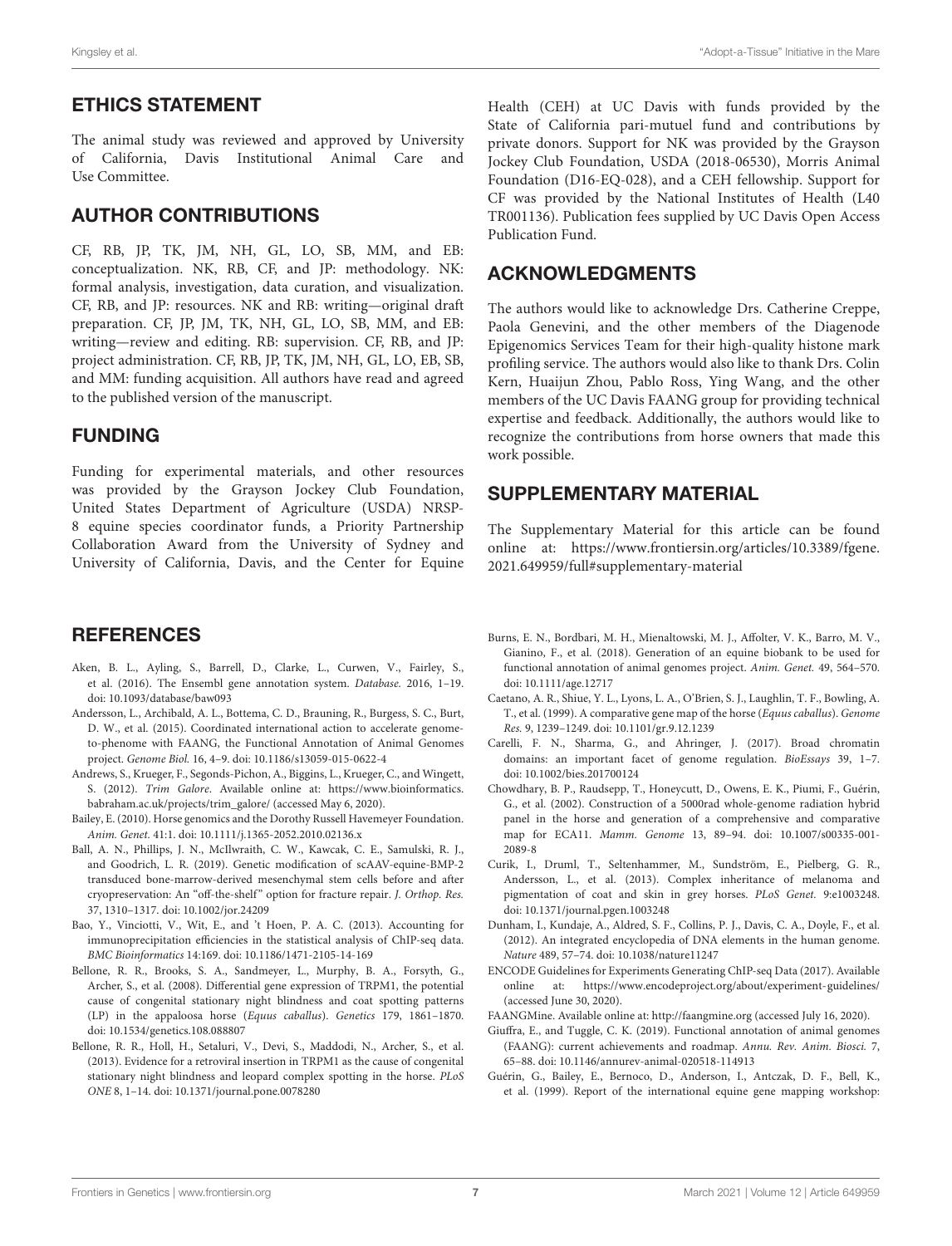## ETHICS STATEMENT

The animal study was reviewed and approved by University of California, Davis Institutional Animal Care and Use Committee.

## AUTHOR CONTRIBUTIONS

CF, RB, JP, TK, JM, NH, GL, LO, SB, MM, and EB: conceptualization. NK, RB, CF, and JP: methodology. NK: formal analysis, investigation, data curation, and visualization. CF, RB, and JP: resources. NK and RB: writing—original draft preparation. CF, JP, JM, TK, NH, GL, LO, SB, MM, and EB: writing—review and editing. RB: supervision. CF, RB, and JP: project administration. CF, RB, JP, TK, JM, NH, GL, LO, EB, SB, and MM: funding acquisition. All authors have read and agreed to the published version of the manuscript.

## FUNDING

Funding for experimental materials, and other resources was provided by the Grayson Jockey Club Foundation, United States Department of Agriculture (USDA) NRSP-8 equine species coordinator funds, a Priority Partnership Collaboration Award from the University of Sydney and University of California, Davis, and the Center for Equine Health (CEH) at UC Davis with funds provided by the State of California pari-mutuel fund and contributions by private donors. Support for NK was provided by the Grayson Jockey Club Foundation, USDA (2018-06530), Morris Animal Foundation (D16-EQ-028), and a CEH fellowship. Support for CF was provided by the National Institutes of Health (L40 TR001136). Publication fees supplied by UC Davis Open Access Publication Fund.

## ACKNOWLEDGMENTS

The authors would like to acknowledge Drs. Catherine Creppe, Paola Genevini, and the other members of the Diagenode Epigenomics Services Team for their high-quality histone mark profiling service. The authors would also like to thank Drs. Colin Kern, Huaijun Zhou, Pablo Ross, Ying Wang, and the other members of the UC Davis FAANG group for providing technical expertise and feedback. Additionally, the authors would like to recognize the contributions from horse owners that made this work possible.

## SUPPLEMENTARY MATERIAL

The Supplementary Material for this article can be found online at: https://www.frontiersin.org/articles/10.3389/fgene.2021.649959/full#supplementary-material

## REFERENCES

Aken, B. L., Ayling, S., Barrell, D., Clarke, L., Curwen, V., Fairley, S., et al. (2016). The Ensembl gene annotation system. *Database.* 2016, 1–19. doi: 10.1093/database/baw093

Andersson, L., Archibald, A. L., Bottema, C. D., Brauning, R., Burgess, S. C., Burt, D. W., et al. (2015). Coordinated international action to accelerate genome-to-phenome with FAANG, the Functional Annotation of Animal Genomes project. *Genome Biol.* 16, 4–9. doi: 10.1186/s13059-015-0622-4

Andrews, S., Krueger, F., Segonds-Pichon, A., Biggins, L., Krueger, C., and Wingett, S. (2012). *Trim Galore.* Available online at: https://www.bioinformatics.babraham.ac.uk/projects/trim_galore/ (accessed May 6, 2020).

Bailey, E. (2010). Horse genomics and the Dorothy Russell Havemeyer Foundation. *Anim. Genet.* 41:1. doi: 10.1111/j.1365-2052.2010.02136.x

Ball, A. N., Phillips, J. N., McIlwraith, C. W., Kawcak, C. E., Samulski, R. J., and Goodrich, L. R. (2019). Genetic modification of scAAV-equine-BMP-2 transduced bone-marrow-derived mesenchymal stem cells before and after cryopreservation: An "off-the-shelf" option for fracture repair. *J. Orthop. Res.* 37, 1310–1317. doi: 10.1002/jor.24209

Bao, Y., Vinciotti, V., Wit, E., and 't Hoen, P. A. C. (2013). Accounting for immunoprecipitation efficiencies in the statistical analysis of ChIP-seq data. *BMC Bioinformatics* 14:169. doi: 10.1186/1471-2105-14-169

Bellone, R. R., Brooks, S. A., Sandmeyer, L., Murphy, B. A., Forsyth, G., Archer, S., et al. (2008). Differential gene expression of TRPM1, the potential cause of congenital stationary night blindness and coat spotting patterns (LP) in the appaloosa horse (*Equus caballus*). *Genetics* 179, 1861–1870. doi: 10.1534/genetics.108.088807

Bellone, R. R., Holl, H., Setaluri, V., Devi, S., Maddodi, N., Archer, S., et al. (2013). Evidence for a retroviral insertion in TRPM1 as the cause of congenital stationary night blindness and leopard complex spotting in the horse. *PLoS ONE* 8, 1–14. doi: 10.1371/journal.pone.0078280

Burns, E. N., Bordbari, M. H., Mienaltowski, M. J., Affolter, V. K., Barro, M. V., Gianino, F., et al. (2018). Generation of an equine biobank to be used for functional annotation of animal genomes project. *Anim. Genet.* 49, 564–570. doi: 10.1111/age.12717

Caetano, A. R., Shiue, Y. L., Lyons, L. A., O'Brien, S. J., Laughlin, T. F., Bowling, A. T., et al. (1999). A comparative gene map of the horse (*Equus caballus*). *Genome Res.* 9, 1239–1249. doi: 10.1101/gr.9.12.1239

Carelli, F. N., Sharma, G., and Ahringer, J. (2017). Broad chromatin domains: an important facet of genome regulation. *BioEssays* 39, 1–7. doi: 10.1002/bies.201700124

Chowdhary, B. P., Raudsepp, T., Honeycutt, D., Owens, E. K., Piumi, F., Guérin, G., et al. (2002). Construction of a 5000rad whole-genome radiation hybrid panel in the horse and generation of a comprehensive and comparative map for ECA11. *Mamm. Genome* 13, 89–94. doi: 10.1007/s00335-001-2089-8

Curik, I., Druml, T., Seltenhammer, M., Sundström, E., Pielberg, G. R., Andersson, L., et al. (2013). Complex inheritance of melanoma and pigmentation of coat and skin in grey horses. *PLoS Genet.* 9:e1003248. doi: 10.1371/journal.pgen.1003248

Dunham, I., Kundaje, A., Aldred, S. F., Collins, P. J., Davis, C. A., Doyle, F., et al. (2012). An integrated encyclopedia of DNA elements in the human genome. *Nature* 489, 57–74. doi: 10.1038/nature11247

ENCODE Guidelines for Experiments Generating ChIP-seq Data (2017). Available online at: https://www.encodeproject.org/about/experiment-guidelines/ (accessed June 30, 2020).

FAANGMine. Available online at: http://faangmine.org (accessed July 16, 2020).

Giuffra, E., and Tuggle, C. K. (2019). Functional annotation of animal genomes (FAANG): current achievements and roadmap. *Annu. Rev. Anim. Biosci.* 7, 65–88. doi: 10.1146/annurev-animal-020518-114913

Guérin, G., Bailey, E., Bernoco, D., Anderson, I., Antczak, D. F., Bell, K., et al. (1999). Report of the international equine gene mapping workshop: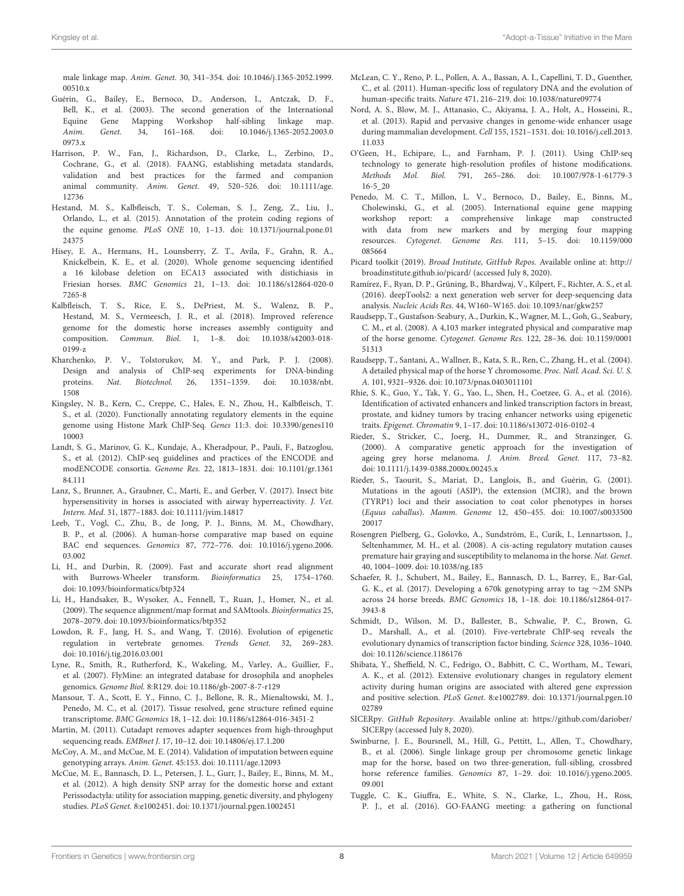male linkage map. *Anim. Genet.* 30, 341–354. doi: 10.1046/j.1365-2052.1999.00510.x

Guérin, G., Bailey, E., Bernoco, D., Anderson, I., Antczak, D. F., Bell, K., et al. (2003). The second generation of the International Equine Gene Mapping Workshop half-sibling linkage map. *Anim. Genet.* 34, 161–168. doi: 10.1046/j.1365-2052.2003.00973.x

Harrison, P. W., Fan, J., Richardson, D., Clarke, L., Zerbino, D., Cochrane, G., et al. (2018). FAANG, establishing metadata standards, validation and best practices for the farmed and companion animal community. *Anim. Genet.* 49, 520–526. doi: 10.1111/age.12736

Hestand, M. S., Kalbfleisch, T. S., Coleman, S. J., Zeng, Z., Liu, J., Orlando, L., et al. (2015). Annotation of the protein coding regions of the equine genome. *PLoS ONE* 10, 1–13. doi: 10.1371/journal.pone.0124375

Hisey, E. A., Hermans, H., Lounsberry, Z. T., Avila, F., Grahn, R. A., Knickelbein, K. E., et al. (2020). Whole genome sequencing identified a 16 kilobase deletion on ECA13 associated with distichiasis in Friesian horses. *BMC Genomics* 21, 1–13. doi: 10.1186/s12864-020-07265-8

Kalbfleisch, T. S., Rice, E. S., DePriest, M. S., Walenz, B. P., Hestand, M. S., Vermeesch, J. R., et al. (2018). Improved reference genome for the domestic horse increases assembly contiguity and composition. *Commun. Biol.* 1, 1–8. doi: 10.1038/s42003-018-0199-z

Kharchenko, P. V., Tolstorukov, M. Y., and Park, P. J. (2008). Design and analysis of ChIP-seq experiments for DNA-binding proteins. *Nat. Biotechnol.* 26, 1351–1359. doi: 10.1038/nbt.1508

Kingsley, N. B., Kern, C., Creppe, C., Hales, E. N., Zhou, H., Kalbfleisch, T. S., et al. (2020). Functionally annotating regulatory elements in the equine genome using Histone Mark ChIP-Seq. *Genes* 11:3. doi: 10.3390/genes11010003

Landt, S. G., Marinov, G. K., Kundaje, A., Kheradpour, P., Pauli, F., Batzoglou, S., et al. (2012). ChIP-seq guidelines and practices of the ENCODE and modENCODE consortia. *Genome Res.* 22, 1813–1831. doi: 10.1101/gr.136184.111

Lanz, S., Brunner, A., Graubner, C., Marti, E., and Gerber, V. (2017). Insect bite hypersensitivity in horses is associated with airway hyperreactivity. *J. Vet. Intern. Med.* 31, 1877–1883. doi: 10.1111/jvim.14817

Leeb, T., Vogl, C., Zhu, B., de Jong, P. J., Binns, M. M., Chowdhary, B. P., et al. (2006). A human-horse comparative map based on equine BAC end sequences. *Genomics* 87, 772–776. doi: 10.1016/j.ygeno.2006.03.002

Li, H., and Durbin, R. (2009). Fast and accurate short read alignment with Burrows-Wheeler transform. *Bioinformatics* 25, 1754–1760. doi: 10.1093/bioinformatics/btp324

Li, H., Handsaker, B., Wysoker, A., Fennell, T., Ruan, J., Homer, N., et al. (2009). The sequence alignment/map format and SAMtools. *Bioinformatics* 25, 2078–2079. doi: 10.1093/bioinformatics/btp352

Lowdon, R. F., Jang, H. S., and Wang, T. (2016). Evolution of epigenetic regulation in vertebrate genomes. *Trends Genet.* 32, 269–283. doi: 10.1016/j.tig.2016.03.001

Lyne, R., Smith, R., Rutherford, K., Wakeling, M., Varley, A., Guillier, F., et al. (2007). FlyMine: an integrated database for drosophila and anopheles genomics. *Genome Biol.* 8:R129. doi: 10.1186/gb-2007-8-7-r129

Mansour, T. A., Scott, E. Y., Finno, C. J., Bellone, R. R., Mienaltowski, M. J., Penedo, M. C., et al. (2017). Tissue resolved, gene structure refined equine transcriptome. *BMC Genomics* 18, 1–12. doi: 10.1186/s12864-016-3451-2

Martin, M. (2011). Cutadapt removes adapter sequences from high-throughput sequencing reads. *EMBnet J.* 17, 10–12. doi: 10.14806/ej.17.1.200

McCoy, A. M., and McCue, M. E. (2014). Validation of imputation between equine genotyping arrays. *Anim. Genet.* 45:153. doi: 10.1111/age.12093

McCue, M. E., Bannasch, D. L., Petersen, J. L., Gurr, J., Bailey, E., Binns, M. M., et al. (2012). A high density SNP array for the domestic horse and extant Perissodactyla: utility for association mapping, genetic diversity, and phylogeny studies. *PLoS Genet.* 8:e1002451. doi: 10.1371/journal.pgen.1002451

McLean, C. Y., Reno, P. L., Pollen, A. A., Bassan, A. I., Capellini, T. D., Guenther, C., et al. (2011). Human-specific loss of regulatory DNA and the evolution of human-specific traits. *Nature* 471, 216–219. doi: 10.1038/nature09774

Nord, A. S., Blow, M. J., Attanasio, C., Akiyama, J. A., Holt, A., Hosseini, R., et al. (2013). Rapid and pervasive changes in genome-wide enhancer usage during mammalian development. *Cell* 155, 1521–1531. doi: 10.1016/j.cell.2013.11.033

O'Geen, H., Echipare, L., and Farnham, P. J. (2011). Using ChIP-seq technology to generate high-resolution profiles of histone modifications. *Methods Mol. Biol.* 791, 265–286. doi: 10.1007/978-1-61779-316-5_20

Penedo, M. C. T., Millon, L. V., Bernoco, D., Bailey, E., Binns, M., Cholewinski, G., et al. (2005). International equine gene mapping workshop report: a comprehensive linkage map constructed with data from new markers and by merging four mapping resources. *Cytogenet. Genome Res.* 111, 5–15. doi: 10.1159/000085664

Picard toolkit (2019). *Broad Institute, GitHub Repos.* Available online at: http://broadinstitute.github.io/picard/ (accessed July 8, 2020).

Ramírez, F., Ryan, D. P., Grüning, B., Bhardwaj, V., Kilpert, F., Richter, A. S., et al. (2016). deepTools2: a next generation web server for deep-sequencing data analysis. *Nucleic Acids Res.* 44, W160–W165. doi: 10.1093/nar/gkw257

Raudsepp, T., Gustafson-Seabury, A., Durkin, K., Wagner, M. L., Goh, G., Seabury, C. M., et al. (2008). A 4,103 marker integrated physical and comparative map of the horse genome. *Cytogenet. Genome Res.* 122, 28–36. doi: 10.1159/000151313

Raudsepp, T., Santani, A., Wallner, B., Kata, S. R., Ren, C., Zhang, H., et al. (2004). A detailed physical map of the horse Y chromosome. *Proc. Natl. Acad. Sci. U. S. A.* 101, 9321–9326. doi: 10.1073/pnas.0403011101

Rhie, S. K., Guo, Y., Tak, Y. G., Yao, L., Shen, H., Coetzee, G. A., et al. (2016). Identification of activated enhancers and linked transcription factors in breast, prostate, and kidney tumors by tracing enhancer networks using epigenetic traits. *Epigenet. Chromatin* 9, 1–17. doi: 10.1186/s13072-016-0102-4

Rieder, S., Stricker, C., Joerg, H., Dummer, R., and Stranzinger, G. (2000). A comparative genetic approach for the investigation of ageing grey horse melanoma. *J. Anim. Breed. Genet.* 117, 73–82. doi: 10.1111/j.1439-0388.2000x.00245.x

Rieder, S., Taourit, S., Mariat, D., Langlois, B., and Guérin, G. (2001). Mutations in the agouti (ASIP), the extension (MCIR), and the brown (TYRP1) loci and their association to coat color phenotypes in horses (*Equus caballus*). *Mamm. Genome* 12, 450–455. doi: 10.1007/s003350020017

Rosengren Pielberg, G., Golovko, A., Sundström, E., Curik, I., Lennartsson, J., Seltenhammer, M. H., et al. (2008). A cis-acting regulatory mutation causes premature hair graying and susceptibility to melanoma in the horse. *Nat. Genet.* 40, 1004–1009. doi: 10.1038/ng.185

Schaefer, R. J., Schubert, M., Bailey, E., Bannasch, D. L., Barrey, E., Bar-Gal, G. K., et al. (2017). Developing a 670k genotyping array to tag ∼2M SNPs across 24 horse breeds. *BMC Genomics* 18, 1–18. doi: 10.1186/s12864-017-3943-8

Schmidt, D., Wilson, M. D., Ballester, B., Schwalie, P. C., Brown, G. D., Marshall, A., et al. (2010). Five-vertebrate ChIP-seq reveals the evolutionary dynamics of transcription factor binding. *Science* 328, 1036–1040. doi: 10.1126/science.1186176

Shibata, Y., Sheffield, N. C., Fedrigo, O., Babbitt, C. C., Wortham, M., Tewari, A. K., et al. (2012). Extensive evolutionary changes in regulatory element activity during human origins are associated with altered gene expression and positive selection. *PLoS Genet.* 8:e1002789. doi: 10.1371/journal.pgen.1002789

SICERpy. *GitHub Repository*. Available online at: https://github.com/dariober/SICERpy (accessed July 8, 2020).

Swinburne, J. E., Boursnell, M., Hill, G., Pettitt, L., Allen, T., Chowdhary, B., et al. (2006). Single linkage group per chromosome genetic linkage map for the horse, based on two three-generation, full-sibling, crossbred horse reference families. *Genomics* 87, 1–29. doi: 10.1016/j.ygeno.2005.09.001

Tuggle, C. K., Giuffra, E., White, S. N., Clarke, L., Zhou, H., Ross, P. J., et al. (2016). GO-FAANG meeting: a gathering on functional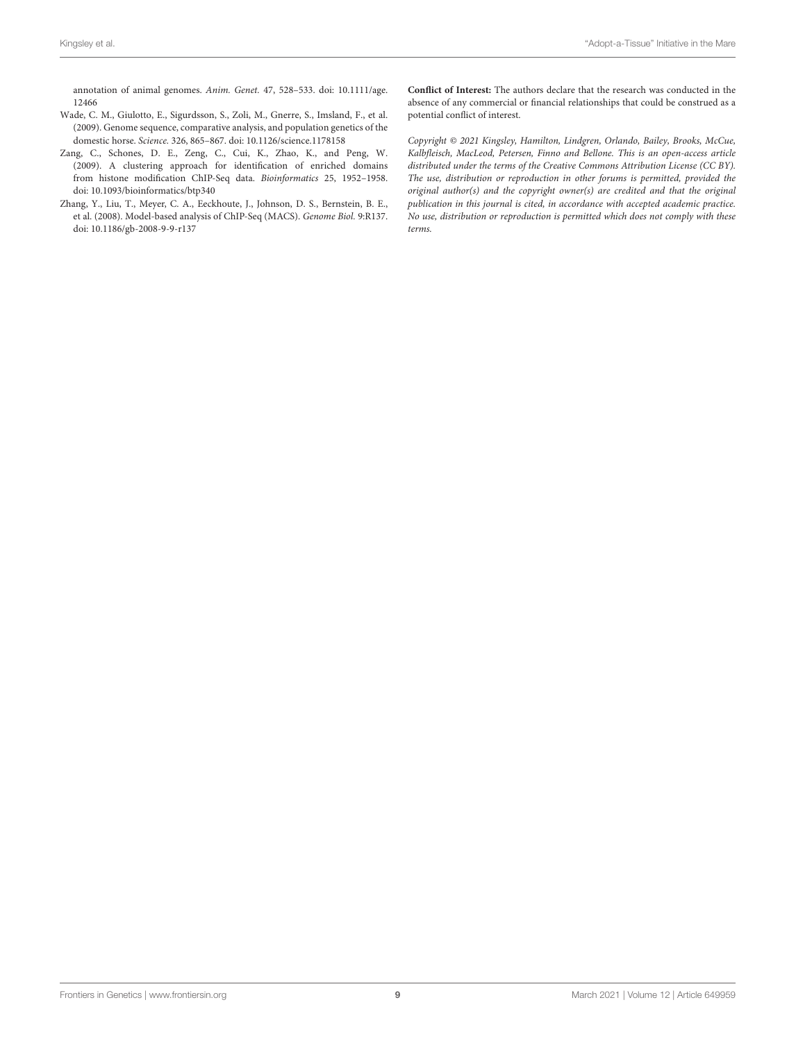annotation of animal genomes. *Anim. Genet.* 47, 528–533. doi: 10.1111/age.12466

Wade, C. M., Giulotto, E., Sigurdsson, S., Zoli, M., Gnerre, S., Imsland, F., et al. (2009). Genome sequence, comparative analysis, and population genetics of the domestic horse. *Science.* 326, 865–867. doi: 10.1126/science.1178158

Zang, C., Schones, D. E., Zeng, C., Cui, K., Zhao, K., and Peng, W. (2009). A clustering approach for identification of enriched domains from histone modification ChIP-Seq data. *Bioinformatics* 25, 1952–1958. doi: 10.1093/bioinformatics/btp340

Zhang, Y., Liu, T., Meyer, C. A., Eeckhoute, J., Johnson, D. S., Bernstein, B. E., et al. (2008). Model-based analysis of ChIP-Seq (MACS). *Genome Biol.* 9:R137. doi: 10.1186/gb-2008-9-9-r137

**Conflict of Interest:** The authors declare that the research was conducted in the absence of any commercial or financial relationships that could be construed as a potential conflict of interest.

*Copyright © 2021 Kingsley, Hamilton, Lindgren, Orlando, Bailey, Brooks, McCue, Kalbfleisch, MacLeod, Petersen, Finno and Bellone. This is an open-access article distributed under the terms of the Creative Commons Attribution License (CC BY). The use, distribution or reproduction in other forums is permitted, provided the original author(s) and the copyright owner(s) are credited and that the original publication in this journal is cited, in accordance with accepted academic practice. No use, distribution or reproduction is permitted which does not comply with these terms.*